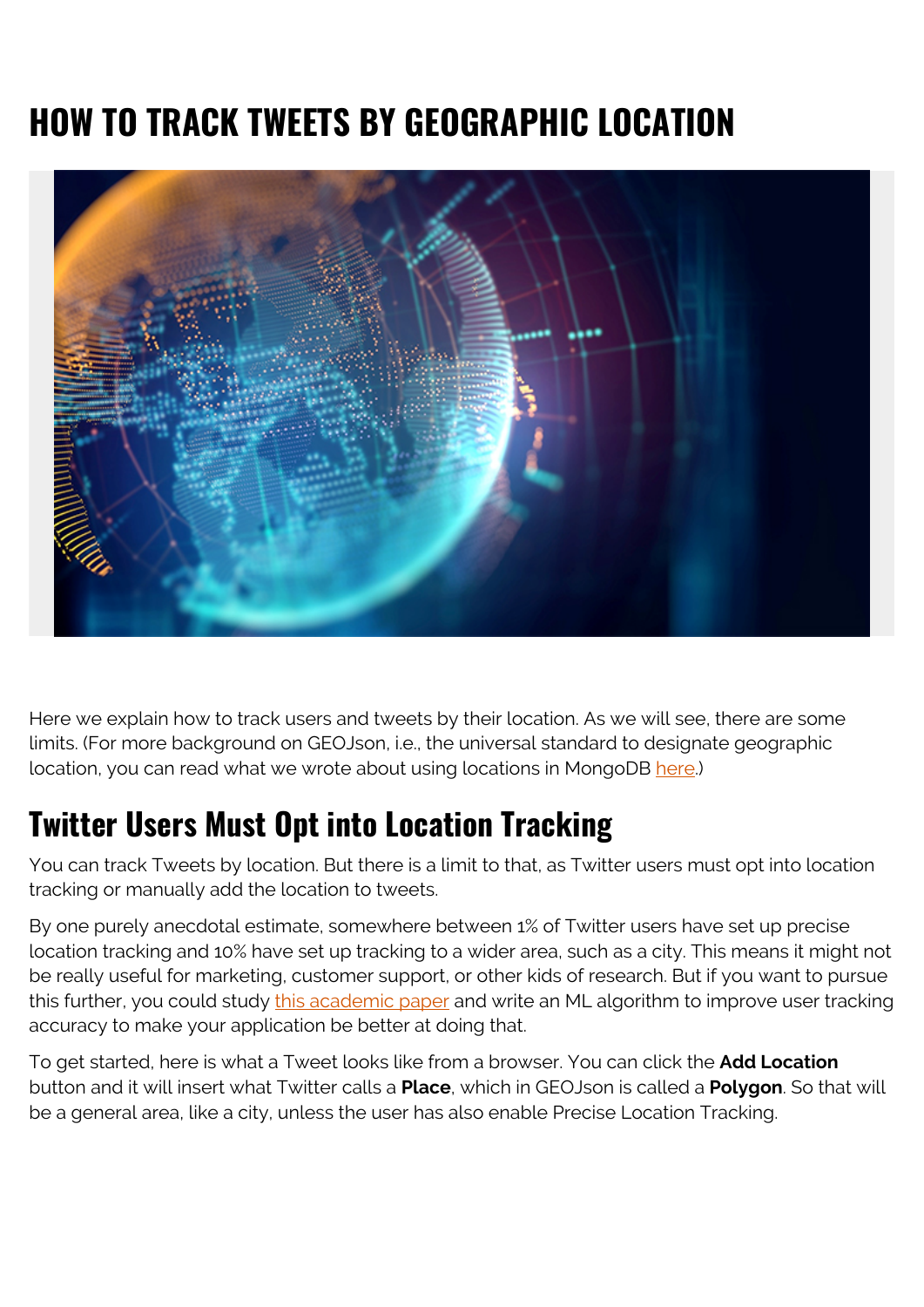# HOW TO TRACK TWEETS BY GEOGRAPHIC LOCATION

Here we explain how to track users and tweets by their location. As we will see, there are some limits. (For more background on GEOJson, i.e., the universal standard to designate geographic location, you can read what we wrote about using locations in MongoDB here.)

## Twitter Users Must Opt into Location Tracking

You can track Tweets by location. But there is a limit to that, as Twitter users must opt into location tracking or manually add the location to tweets.

By one purely anecdotal estimate, somewhere between 1% of Twitter users have set up precise location tracking and 10% have set up tracking to a wider area, such as a city. This means it might not be really useful for marketing, customer support, or other kids of research. But if you want to pursue this further, you could study this academic paper and write an ML algorithm to improve user tracking accuracy to make your application be better at doing that.

To get started, here is what a Tweet looks like from a browser. You can click the **Add Location** button and it will insert what Twitter calls a **Place**, which in GEOJson is called a **Polygon**. So that will be a general area, like a city, unless the user has also enable Precise Location Tracking.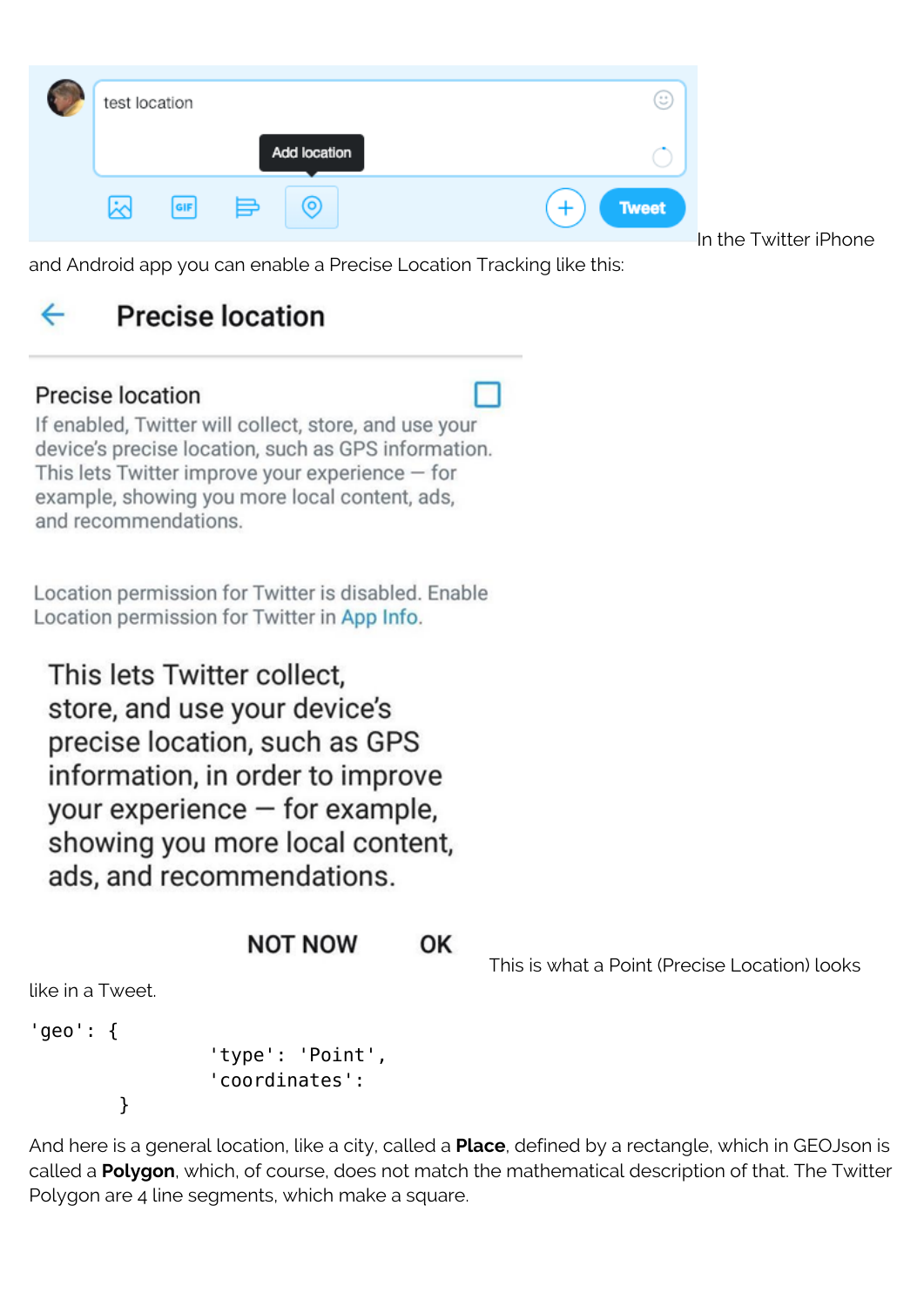In the Twitter iPhone and Android app you can enable a Precise Location Tracking like this:

This is what a Point (Precise Location) looks like in a Tweet.

```
'geo': {
            'type': 'Point',
            'coordinates':
      }
```

And here is a general location, like a city, called a **Place**, defined by a rectangle, which in GEOJson is called a **Polygon**, which, of course, does not match the mathematical description of that. The Twitter Polygon are 4 line segments, which make a square.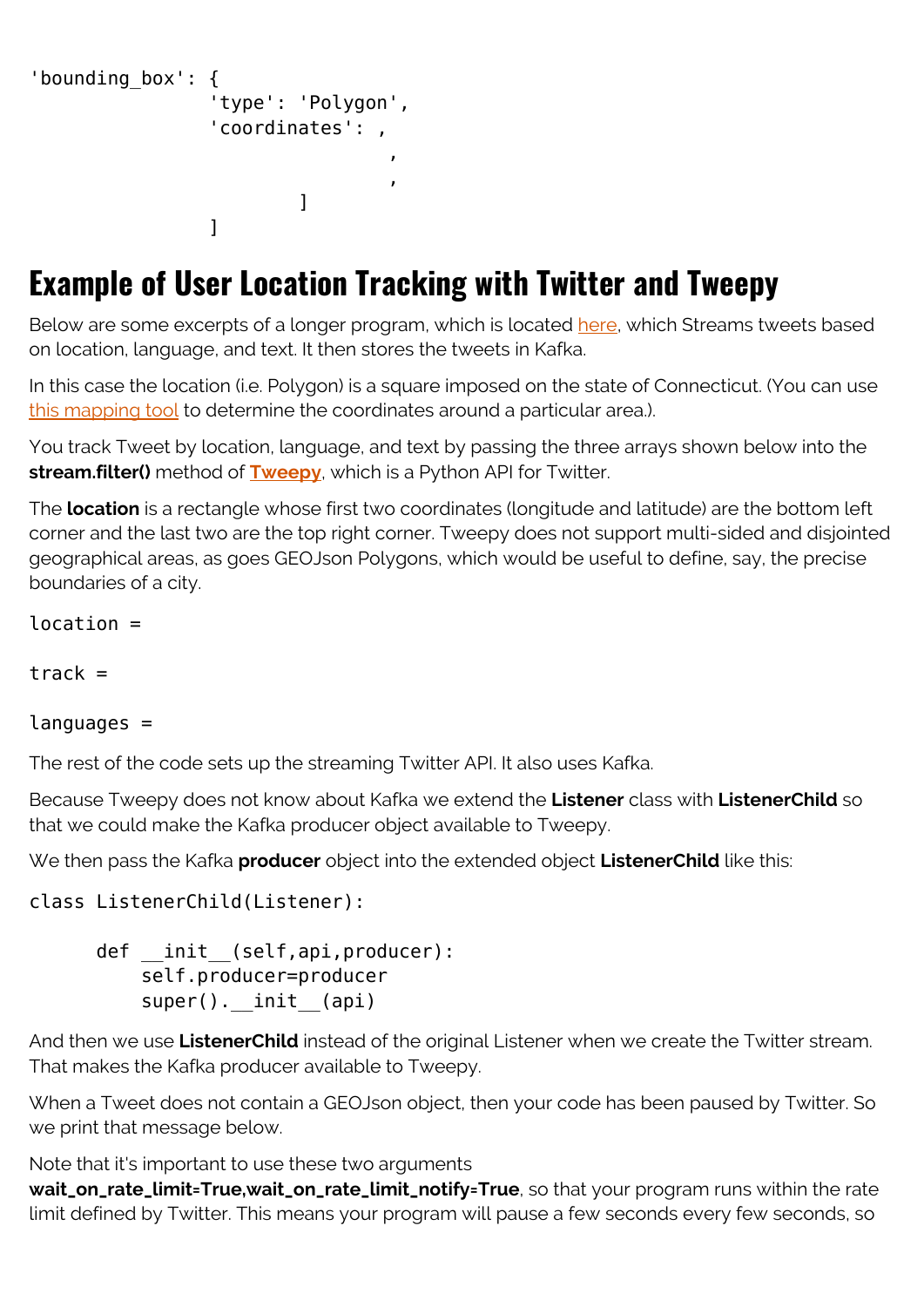```
'bounding_box': {
                'type': 'Polygon',
                'coordinates': ,
                                ,
                                ,
                        ]
                ]
```

## Example of User Location Tracking with Twitter and Tweepy

Below are some excerpts of a longer program, which is located here, which Streams tweets based on location, language, and text. It then stores the tweets in Kafka.

In this case the location (i.e. Polygon) is a square imposed on the state of Connecticut. (You can use this mapping tool to determine the coordinates around a particular area.).

You track Tweet by location, language, and text by passing the three arrays shown below into the **stream.filter()** method of **Tweepy**, which is a Python API for Twitter.

The **location** is a rectangle whose first two coordinates (longitude and latitude) are the bottom left corner and the last two are the top right corner. Tweepy does not support multi-sided and disjointed geographical areas, as goes GEOJson Polygons, which would be useful to define, say, the precise boundaries of a city.

```
location =

track =

languages =
```

The rest of the code sets up the streaming Twitter API. It also uses Kafka.

Because Tweepy does not know about Kafka we extend the **Listener** class with **ListenerChild** so that we could make the Kafka producer object available to Tweepy.

We then pass the Kafka **producer** object into the extended object **ListenerChild** like this:

```
class ListenerChild(Listener):

      def __init__(self,api,producer):
          self.producer=producer
          super().__init__(api)
```

And then we use **ListenerChild** instead of the original Listener when we create the Twitter stream. That makes the Kafka producer available to Tweepy.

When a Tweet does not contain a GEOJson object, then your code has been paused by Twitter. So we print that message below.

Note that it's important to use these two arguments **wait_on_rate_limit=True,wait_on_rate_limit_notify=True**, so that your program runs within the rate limit defined by Twitter. This means your program will pause a few seconds every few seconds, so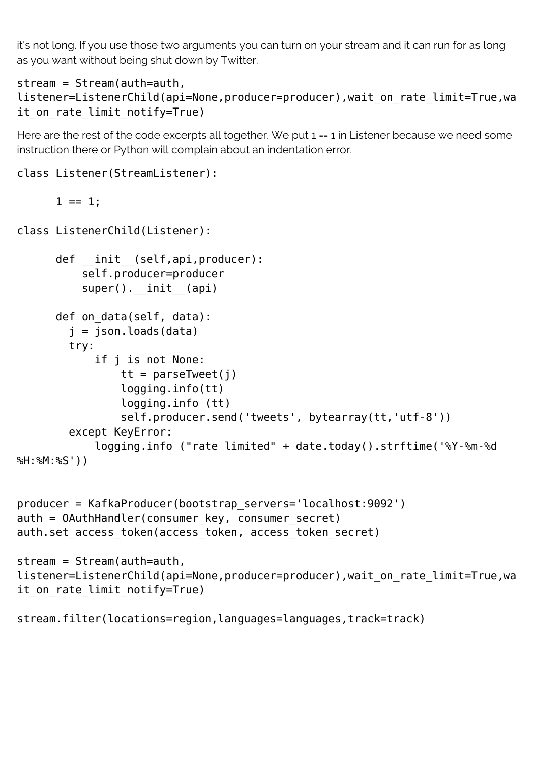it's not long. If you use those two arguments you can turn on your stream and it can run for as long as you want without being shut down by Twitter.

```
stream = Stream(auth=auth,
listener=ListenerChild(api=None,producer=producer),wait_on_rate_limit=True,wait_on_rate_limit_notify=True)
```

Here are the rest of the code excerpts all together. We put `1 == 1` in Listener because we need some instruction there or Python will complain about an indentation error.

```
class Listener(StreamListener):

      1 == 1;

class ListenerChild(Listener):

      def __init__(self,api,producer):
          self.producer=producer
          super().__init__(api)

      def on_data(self, data):
        j = json.loads(data)
        try:
            if j is not None:
                tt = parseTweet(j)
                logging.info(tt)
                logging.info (tt)
                self.producer.send('tweets', bytearray(tt,'utf-8'))
        except KeyError:
            logging.info ("rate limited" + date.today().strftime('%Y-%m-%d
%H:%M:%S'))


producer = KafkaProducer(bootstrap_servers='localhost:9092')
auth = OAuthHandler(consumer_key, consumer_secret)
auth.set_access_token(access_token, access_token_secret)

stream = Stream(auth=auth,
listener=ListenerChild(api=None,producer=producer),wait_on_rate_limit=True,wait_on_rate_limit_notify=True)

stream.filter(locations=region,languages=languages,track=track)
```